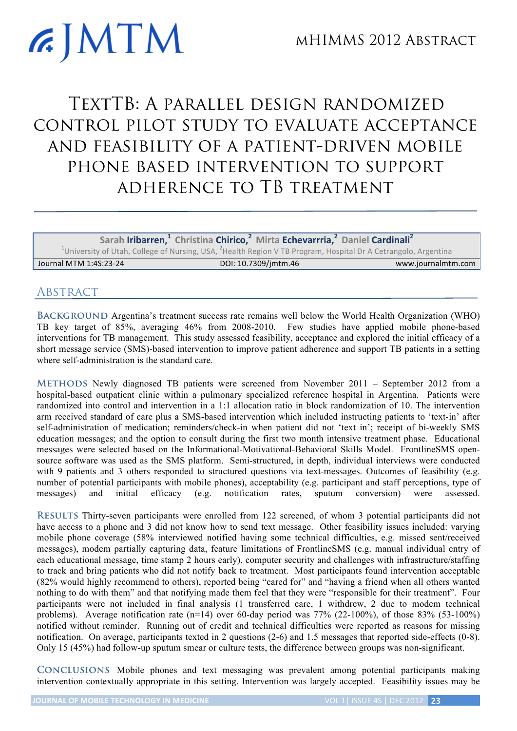# TextTB: A parallel design randomized control pilot study to evaluate acceptance and feasibility of a patient-driven mobile phone based intervention to support adherence to TB treatment

**Sarah Iribarren,[1] Christina Chirico,[2] Mirta Echevarrria,[2] Daniel Cardinali[2]**

[1]University of Utah, College of Nursing, USA, [2]Health Region V TB Program, Hospital Dr A Cetrangolo, Argentina

Journal MTM 1:4S:23-24 DOI: 10.7309/jmtm.46 www.journalmtm.com

## Abstract

**Background** Argentina's treatment success rate remains well below the World Health Organization (WHO) TB key target of 85%, averaging 46% from 2008-2010. Few studies have applied mobile phone-based interventions for TB management. This study assessed feasibility, acceptance and explored the initial efficacy of a short message service (SMS)-based intervention to improve patient adherence and support TB patients in a setting where self-administration is the standard care.

**Methods** Newly diagnosed TB patients were screened from November 2011 – September 2012 from a hospital-based outpatient clinic within a pulmonary specialized reference hospital in Argentina. Patients were randomized into control and intervention in a 1:1 allocation ratio in block randomization of 10. The intervention arm received standard of care plus a SMS-based intervention which included instructing patients to 'text-in' after self-administration of medication; reminders/check-in when patient did not 'text in'; receipt of bi-weekly SMS education messages; and the option to consult during the first two month intensive treatment phase. Educational messages were selected based on the Informational-Motivational-Behavioral Skills Model. FrontlineSMS open-source software was used as the SMS platform. Semi-structured, in depth, individual interviews were conducted with 9 patients and 3 others responded to structured questions via text-messages. Outcomes of feasibility (e.g. number of potential participants with mobile phones), acceptability (e.g. participant and staff perceptions, type of messages) and initial efficacy (e.g. notification rates, sputum conversion) were assessed.

**Results** Thirty-seven participants were enrolled from 122 screened, of whom 3 potential participants did not have access to a phone and 3 did not know how to send text message. Other feasibility issues included: varying mobile phone coverage (58% interviewed notified having some technical difficulties, e.g. missed sent/received messages), modem partially capturing data, feature limitations of FrontlineSMS (e.g. manual individual entry of each educational message, time stamp 2 hours early), computer security and challenges with infrastructure/staffing to track and bring patients who did not notify back to treatment. Most participants found intervention acceptable (82% would highly recommend to others), reported being "cared for" and "having a friend when all others wanted nothing to do with them" and that notifying made them feel that they were "responsible for their treatment". Four participants were not included in final analysis (1 transferred care, 1 withdrew, 2 due to modem technical problems). Average notification rate (n=14) over 60-day period was 77% (22-100%), of those 83% (53-100%) notified without reminder. Running out of credit and technical difficulties were reported as reasons for missing notification. On average, participants texted in 2 questions (2-6) and 1.5 messages that reported side-effects (0-8). Only 15 (45%) had follow-up sputum smear or culture tests, the difference between groups was non-significant.

**Conclusions** Mobile phones and text messaging was prevalent among potential participants making intervention contextually appropriate in this setting. Intervention was largely accepted. Feasibility issues may be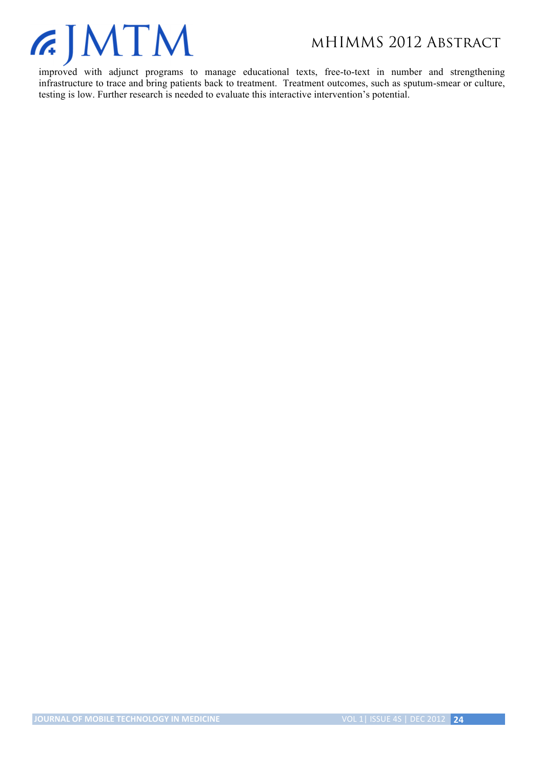improved with adjunct programs to manage educational texts, free-to-text in number and strengthening infrastructure to trace and bring patients back to treatment. Treatment outcomes, such as sputum-smear or culture, testing is low. Further research is needed to evaluate this interactive intervention's potential.